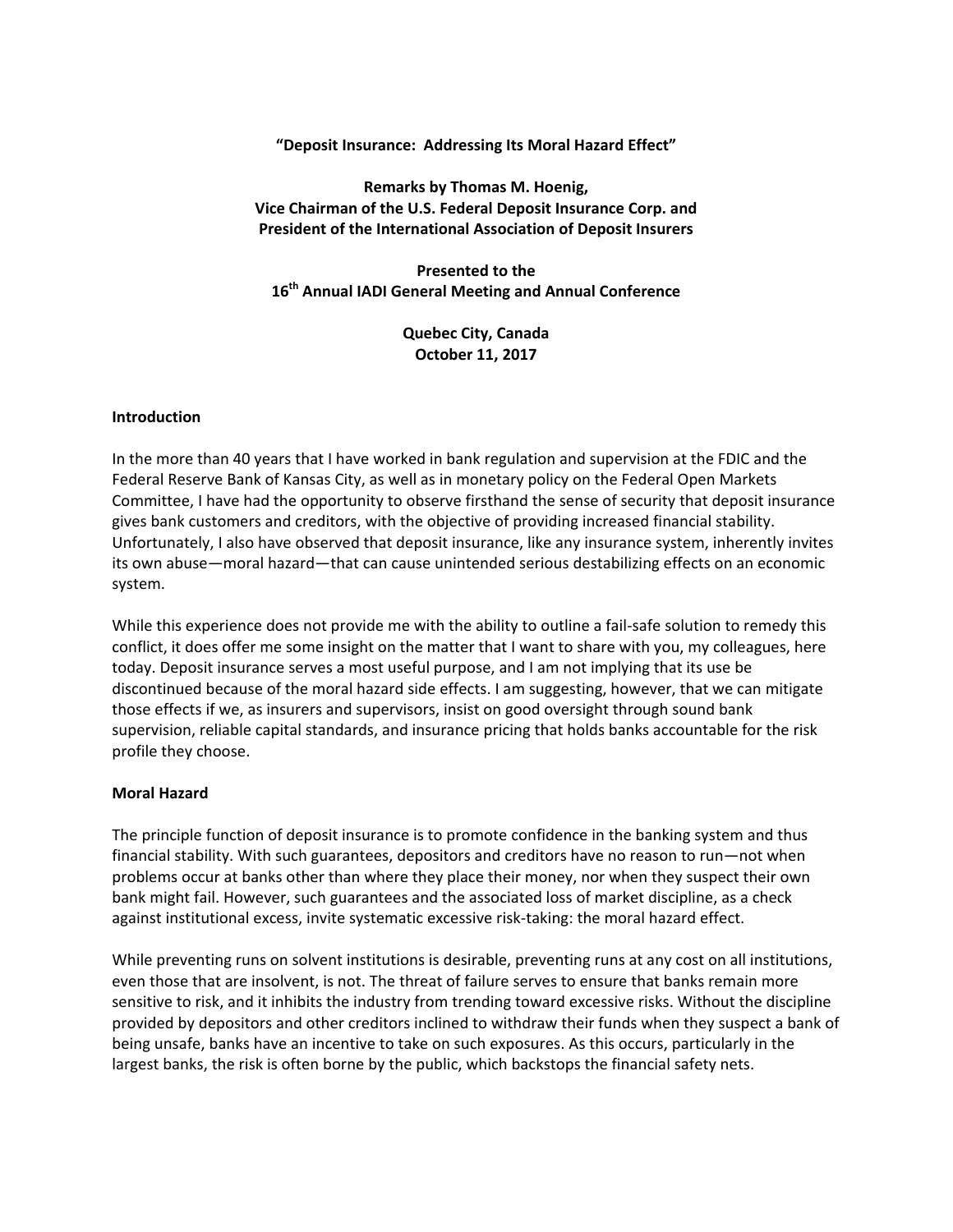**"Deposit Insurance: Addressing Its Moral Hazard Effect"**

**Remarks by Thomas M. Hoenig,**
**Vice Chairman of the U.S. Federal Deposit Insurance Corp. and**
**President of the International Association of Deposit Insurers**

**Presented to the**
**16th Annual IADI General Meeting and Annual Conference**

**Quebec City, Canada**
**October 11, 2017**

## Introduction

In the more than 40 years that I have worked in bank regulation and supervision at the FDIC and the Federal Reserve Bank of Kansas City, as well as in monetary policy on the Federal Open Markets Committee, I have had the opportunity to observe firsthand the sense of security that deposit insurance gives bank customers and creditors, with the objective of providing increased financial stability. Unfortunately, I also have observed that deposit insurance, like any insurance system, inherently invites its own abuse—moral hazard—that can cause unintended serious destabilizing effects on an economic system.

While this experience does not provide me with the ability to outline a fail-safe solution to remedy this conflict, it does offer me some insight on the matter that I want to share with you, my colleagues, here today. Deposit insurance serves a most useful purpose, and I am not implying that its use be discontinued because of the moral hazard side effects. I am suggesting, however, that we can mitigate those effects if we, as insurers and supervisors, insist on good oversight through sound bank supervision, reliable capital standards, and insurance pricing that holds banks accountable for the risk profile they choose.

## Moral Hazard

The principle function of deposit insurance is to promote confidence in the banking system and thus financial stability. With such guarantees, depositors and creditors have no reason to run—not when problems occur at banks other than where they place their money, nor when they suspect their own bank might fail. However, such guarantees and the associated loss of market discipline, as a check against institutional excess, invite systematic excessive risk-taking: the moral hazard effect.

While preventing runs on solvent institutions is desirable, preventing runs at any cost on all institutions, even those that are insolvent, is not. The threat of failure serves to ensure that banks remain more sensitive to risk, and it inhibits the industry from trending toward excessive risks. Without the discipline provided by depositors and other creditors inclined to withdraw their funds when they suspect a bank of being unsafe, banks have an incentive to take on such exposures. As this occurs, particularly in the largest banks, the risk is often borne by the public, which backstops the financial safety nets.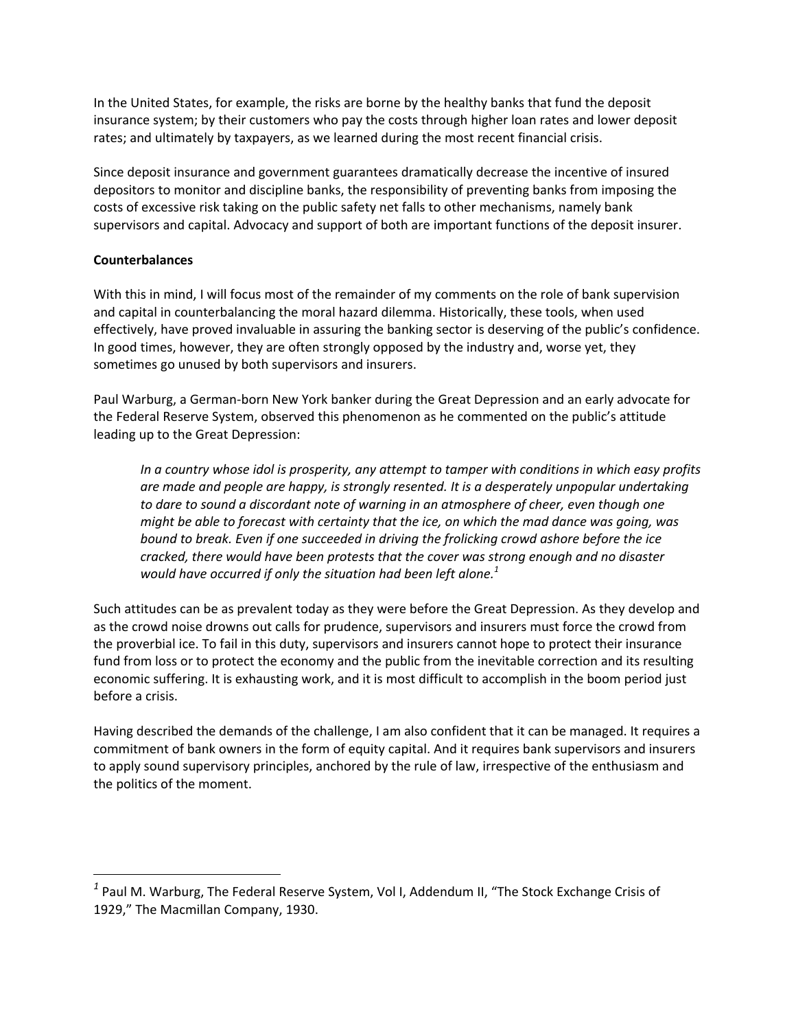In the United States, for example, the risks are borne by the healthy banks that fund the deposit insurance system; by their customers who pay the costs through higher loan rates and lower deposit rates; and ultimately by taxpayers, as we learned during the most recent financial crisis.

Since deposit insurance and government guarantees dramatically decrease the incentive of insured depositors to monitor and discipline banks, the responsibility of preventing banks from imposing the costs of excessive risk taking on the public safety net falls to other mechanisms, namely bank supervisors and capital. Advocacy and support of both are important functions of the deposit insurer.

**Counterbalances**

With this in mind, I will focus most of the remainder of my comments on the role of bank supervision and capital in counterbalancing the moral hazard dilemma. Historically, these tools, when used effectively, have proved invaluable in assuring the banking sector is deserving of the public's confidence. In good times, however, they are often strongly opposed by the industry and, worse yet, they sometimes go unused by both supervisors and insurers.

Paul Warburg, a German-born New York banker during the Great Depression and an early advocate for the Federal Reserve System, observed this phenomenon as he commented on the public's attitude leading up to the Great Depression:

> *In a country whose idol is prosperity, any attempt to tamper with conditions in which easy profits are made and people are happy, is strongly resented. It is a desperately unpopular undertaking to dare to sound a discordant note of warning in an atmosphere of cheer, even though one might be able to forecast with certainty that the ice, on which the mad dance was going, was bound to break. Even if one succeeded in driving the frolicking crowd ashore before the ice cracked, there would have been protests that the cover was strong enough and no disaster would have occurred if only the situation had been left alone.*[1]

Such attitudes can be as prevalent today as they were before the Great Depression. As they develop and as the crowd noise drowns out calls for prudence, supervisors and insurers must force the crowd from the proverbial ice. To fail in this duty, supervisors and insurers cannot hope to protect their insurance fund from loss or to protect the economy and the public from the inevitable correction and its resulting economic suffering. It is exhausting work, and it is most difficult to accomplish in the boom period just before a crisis.

Having described the demands of the challenge, I am also confident that it can be managed. It requires a commitment of bank owners in the form of equity capital. And it requires bank supervisors and insurers to apply sound supervisory principles, anchored by the rule of law, irrespective of the enthusiasm and the politics of the moment.

---

[1] Paul M. Warburg, The Federal Reserve System, Vol I, Addendum II, "The Stock Exchange Crisis of 1929," The Macmillan Company, 1930.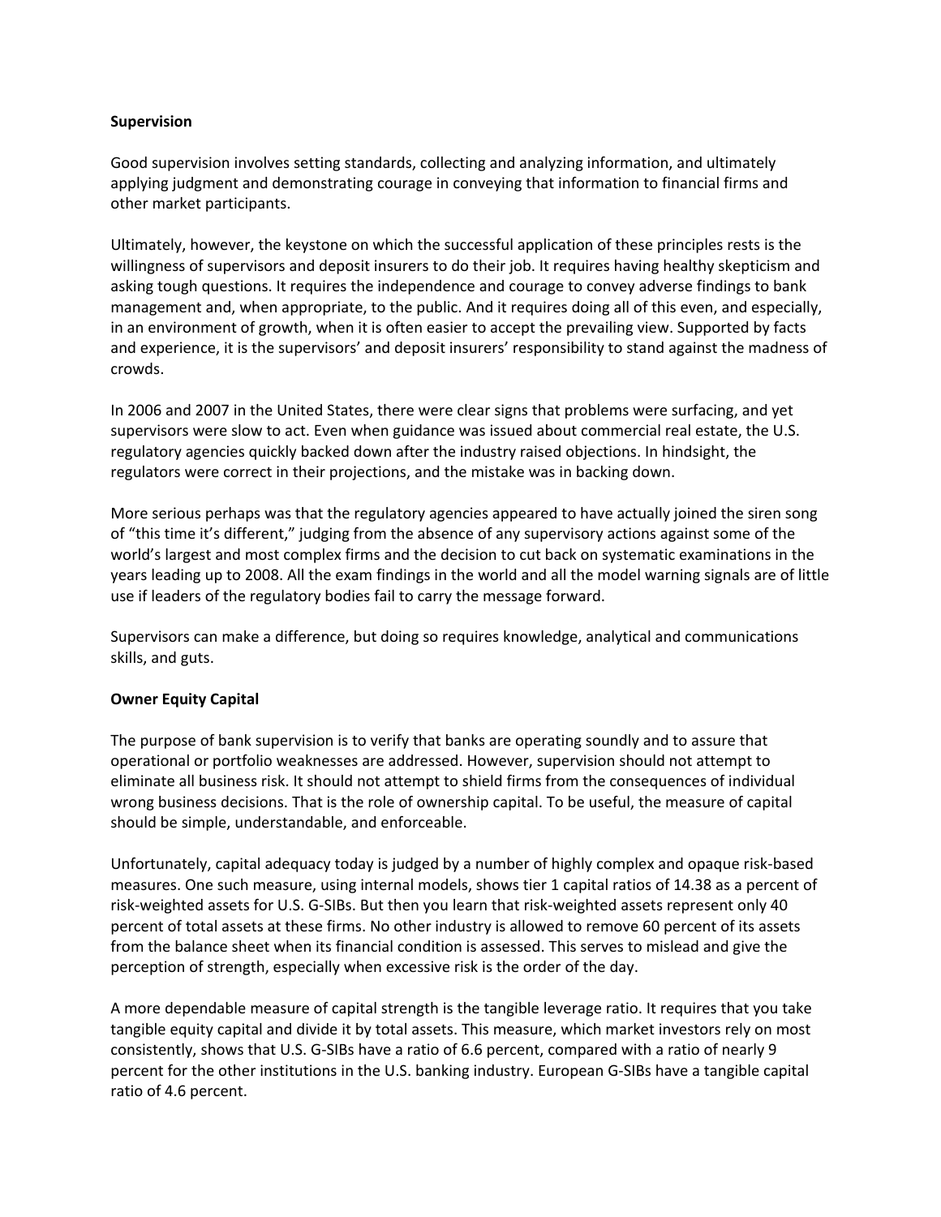**Supervision**

Good supervision involves setting standards, collecting and analyzing information, and ultimately applying judgment and demonstrating courage in conveying that information to financial firms and other market participants.

Ultimately, however, the keystone on which the successful application of these principles rests is the willingness of supervisors and deposit insurers to do their job. It requires having healthy skepticism and asking tough questions. It requires the independence and courage to convey adverse findings to bank management and, when appropriate, to the public. And it requires doing all of this even, and especially, in an environment of growth, when it is often easier to accept the prevailing view. Supported by facts and experience, it is the supervisors' and deposit insurers' responsibility to stand against the madness of crowds.

In 2006 and 2007 in the United States, there were clear signs that problems were surfacing, and yet supervisors were slow to act. Even when guidance was issued about commercial real estate, the U.S. regulatory agencies quickly backed down after the industry raised objections. In hindsight, the regulators were correct in their projections, and the mistake was in backing down.

More serious perhaps was that the regulatory agencies appeared to have actually joined the siren song of "this time it's different," judging from the absence of any supervisory actions against some of the world's largest and most complex firms and the decision to cut back on systematic examinations in the years leading up to 2008. All the exam findings in the world and all the model warning signals are of little use if leaders of the regulatory bodies fail to carry the message forward.

Supervisors can make a difference, but doing so requires knowledge, analytical and communications skills, and guts.

**Owner Equity Capital**

The purpose of bank supervision is to verify that banks are operating soundly and to assure that operational or portfolio weaknesses are addressed. However, supervision should not attempt to eliminate all business risk. It should not attempt to shield firms from the consequences of individual wrong business decisions. That is the role of ownership capital. To be useful, the measure of capital should be simple, understandable, and enforceable.

Unfortunately, capital adequacy today is judged by a number of highly complex and opaque risk-based measures. One such measure, using internal models, shows tier 1 capital ratios of 14.38 as a percent of risk-weighted assets for U.S. G-SIBs. But then you learn that risk-weighted assets represent only 40 percent of total assets at these firms. No other industry is allowed to remove 60 percent of its assets from the balance sheet when its financial condition is assessed. This serves to mislead and give the perception of strength, especially when excessive risk is the order of the day.

A more dependable measure of capital strength is the tangible leverage ratio. It requires that you take tangible equity capital and divide it by total assets. This measure, which market investors rely on most consistently, shows that U.S. G-SIBs have a ratio of 6.6 percent, compared with a ratio of nearly 9 percent for the other institutions in the U.S. banking industry. European G-SIBs have a tangible capital ratio of 4.6 percent.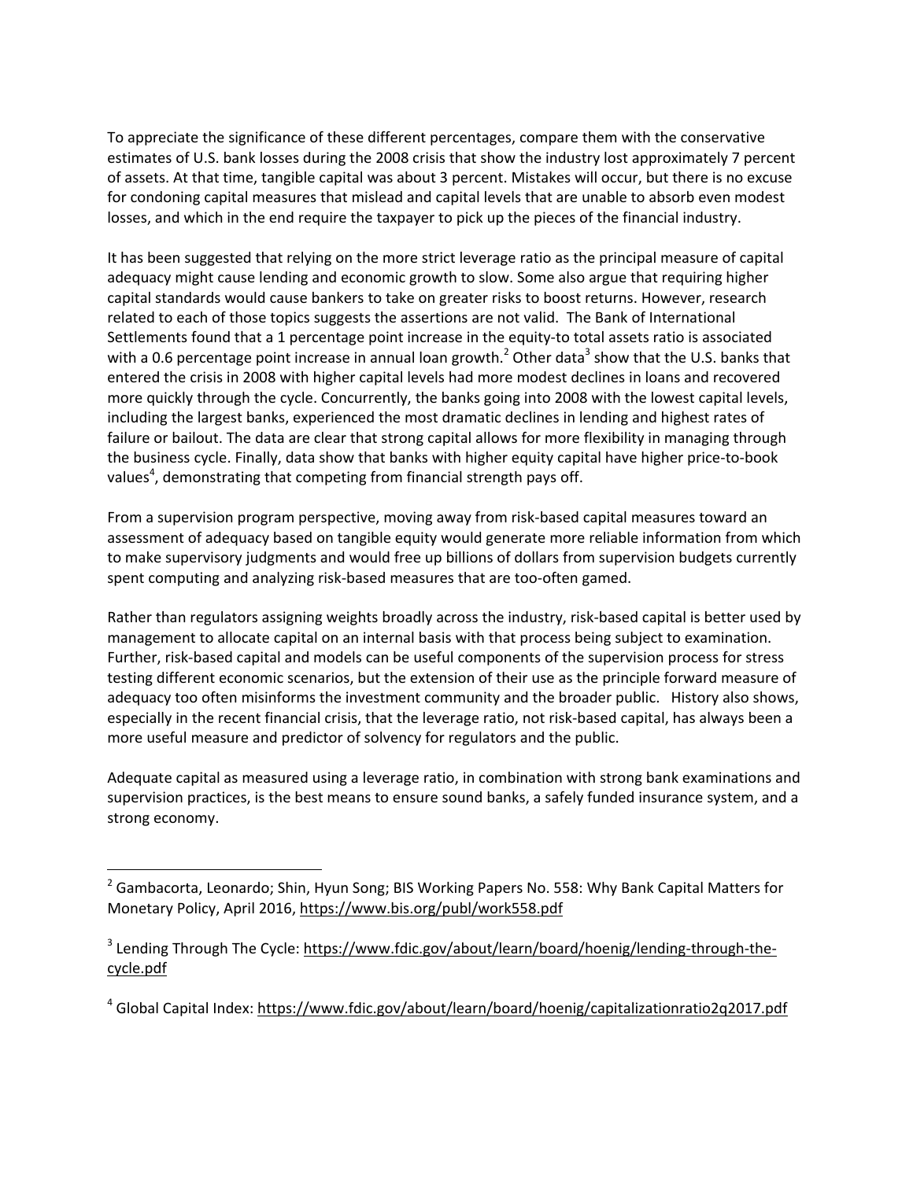To appreciate the significance of these different percentages, compare them with the conservative estimates of U.S. bank losses during the 2008 crisis that show the industry lost approximately 7 percent of assets. At that time, tangible capital was about 3 percent. Mistakes will occur, but there is no excuse for condoning capital measures that mislead and capital levels that are unable to absorb even modest losses, and which in the end require the taxpayer to pick up the pieces of the financial industry.

It has been suggested that relying on the more strict leverage ratio as the principal measure of capital adequacy might cause lending and economic growth to slow. Some also argue that requiring higher capital standards would cause bankers to take on greater risks to boost returns. However, research related to each of those topics suggests the assertions are not valid. The Bank of International Settlements found that a 1 percentage point increase in the equity-to total assets ratio is associated with a 0.6 percentage point increase in annual loan growth.[2] Other data[3] show that the U.S. banks that entered the crisis in 2008 with higher capital levels had more modest declines in loans and recovered more quickly through the cycle. Concurrently, the banks going into 2008 with the lowest capital levels, including the largest banks, experienced the most dramatic declines in lending and highest rates of failure or bailout. The data are clear that strong capital allows for more flexibility in managing through the business cycle. Finally, data show that banks with higher equity capital have higher price-to-book values[4], demonstrating that competing from financial strength pays off.

From a supervision program perspective, moving away from risk-based capital measures toward an assessment of adequacy based on tangible equity would generate more reliable information from which to make supervisory judgments and would free up billions of dollars from supervision budgets currently spent computing and analyzing risk-based measures that are too-often gamed.

Rather than regulators assigning weights broadly across the industry, risk-based capital is better used by management to allocate capital on an internal basis with that process being subject to examination. Further, risk-based capital and models can be useful components of the supervision process for stress testing different economic scenarios, but the extension of their use as the principle forward measure of adequacy too often misinforms the investment community and the broader public. History also shows, especially in the recent financial crisis, that the leverage ratio, not risk-based capital, has always been a more useful measure and predictor of solvency for regulators and the public.

Adequate capital as measured using a leverage ratio, in combination with strong bank examinations and supervision practices, is the best means to ensure sound banks, a safely funded insurance system, and a strong economy.

---

[2] Gambacorta, Leonardo; Shin, Hyun Song; BIS Working Papers No. 558: Why Bank Capital Matters for Monetary Policy, April 2016, https://www.bis.org/publ/work558.pdf

[3] Lending Through The Cycle: https://www.fdic.gov/about/learn/board/hoenig/lending-through-the-cycle.pdf

[4] Global Capital Index: https://www.fdic.gov/about/learn/board/hoenig/capitalizationratio2q2017.pdf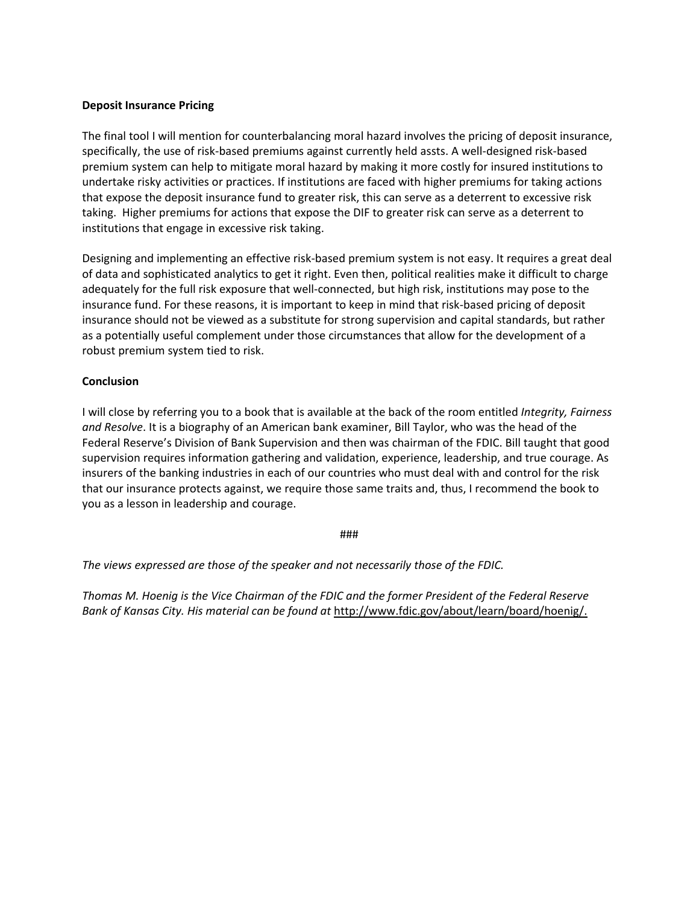**Deposit Insurance Pricing**

The final tool I will mention for counterbalancing moral hazard involves the pricing of deposit insurance, specifically, the use of risk-based premiums against currently held assts. A well-designed risk-based premium system can help to mitigate moral hazard by making it more costly for insured institutions to undertake risky activities or practices. If institutions are faced with higher premiums for taking actions that expose the deposit insurance fund to greater risk, this can serve as a deterrent to excessive risk taking. Higher premiums for actions that expose the DIF to greater risk can serve as a deterrent to institutions that engage in excessive risk taking.

Designing and implementing an effective risk-based premium system is not easy. It requires a great deal of data and sophisticated analytics to get it right. Even then, political realities make it difficult to charge adequately for the full risk exposure that well-connected, but high risk, institutions may pose to the insurance fund. For these reasons, it is important to keep in mind that risk-based pricing of deposit insurance should not be viewed as a substitute for strong supervision and capital standards, but rather as a potentially useful complement under those circumstances that allow for the development of a robust premium system tied to risk.

**Conclusion**

I will close by referring you to a book that is available at the back of the room entitled *Integrity, Fairness and Resolve*. It is a biography of an American bank examiner, Bill Taylor, who was the head of the Federal Reserve's Division of Bank Supervision and then was chairman of the FDIC. Bill taught that good supervision requires information gathering and validation, experience, leadership, and true courage. As insurers of the banking industries in each of our countries who must deal with and control for the risk that our insurance protects against, we require those same traits and, thus, I recommend the book to you as a lesson in leadership and courage.

###

*The views expressed are those of the speaker and not necessarily those of the FDIC.*

*Thomas M. Hoenig is the Vice Chairman of the FDIC and the former President of the Federal Reserve Bank of Kansas City. His material can be found at* http://www.fdic.gov/about/learn/board/hoenig/.